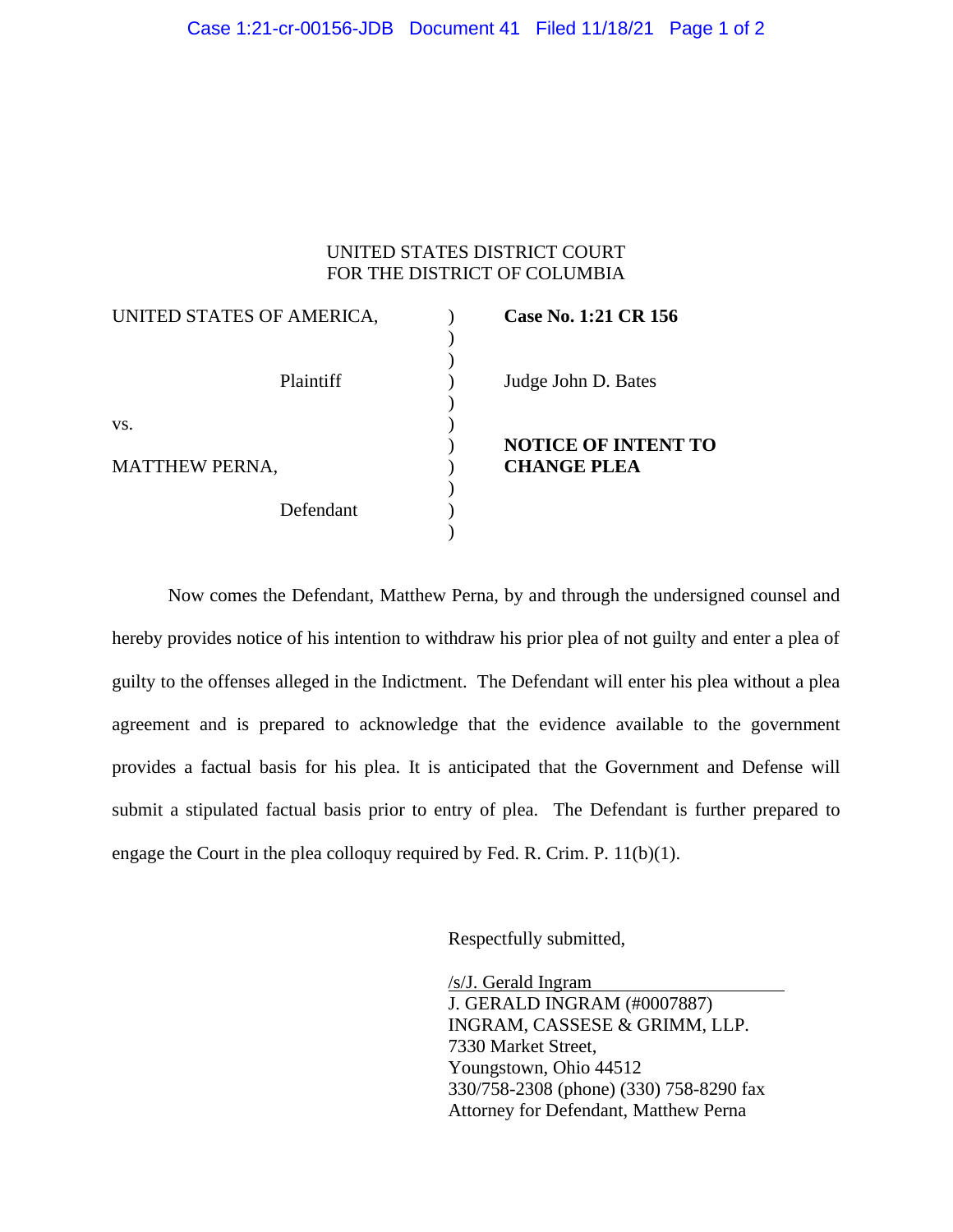UNITED STATES DISTRICT COURT
FOR THE DISTRICT OF COLUMBIA

| | | |
|---|---|---|
| UNITED STATES OF AMERICA, | ) | **Case No. 1:21 CR 156** |
| Plaintiff | ) | Judge John D. Bates |
| vs. | ) | |
| MATTHEW PERNA, | ) | **NOTICE OF INTENT TO CHANGE PLEA** |
| Defendant | ) | |

Now comes the Defendant, Matthew Perna, by and through the undersigned counsel and hereby provides notice of his intention to withdraw his prior plea of not guilty and enter a plea of guilty to the offenses alleged in the Indictment. The Defendant will enter his plea without a plea agreement and is prepared to acknowledge that the evidence available to the government provides a factual basis for his plea. It is anticipated that the Government and Defense will submit a stipulated factual basis prior to entry of plea. The Defendant is further prepared to engage the Court in the plea colloquy required by Fed. R. Crim. P. 11(b)(1).

Respectfully submitted,

/s/J. Gerald Ingram
J. GERALD INGRAM (#0007887)
INGRAM, CASSESE & GRIMM, LLP.
7330 Market Street,
Youngstown, Ohio 44512
330/758-2308 (phone) (330) 758-8290 fax
Attorney for Defendant, Matthew Perna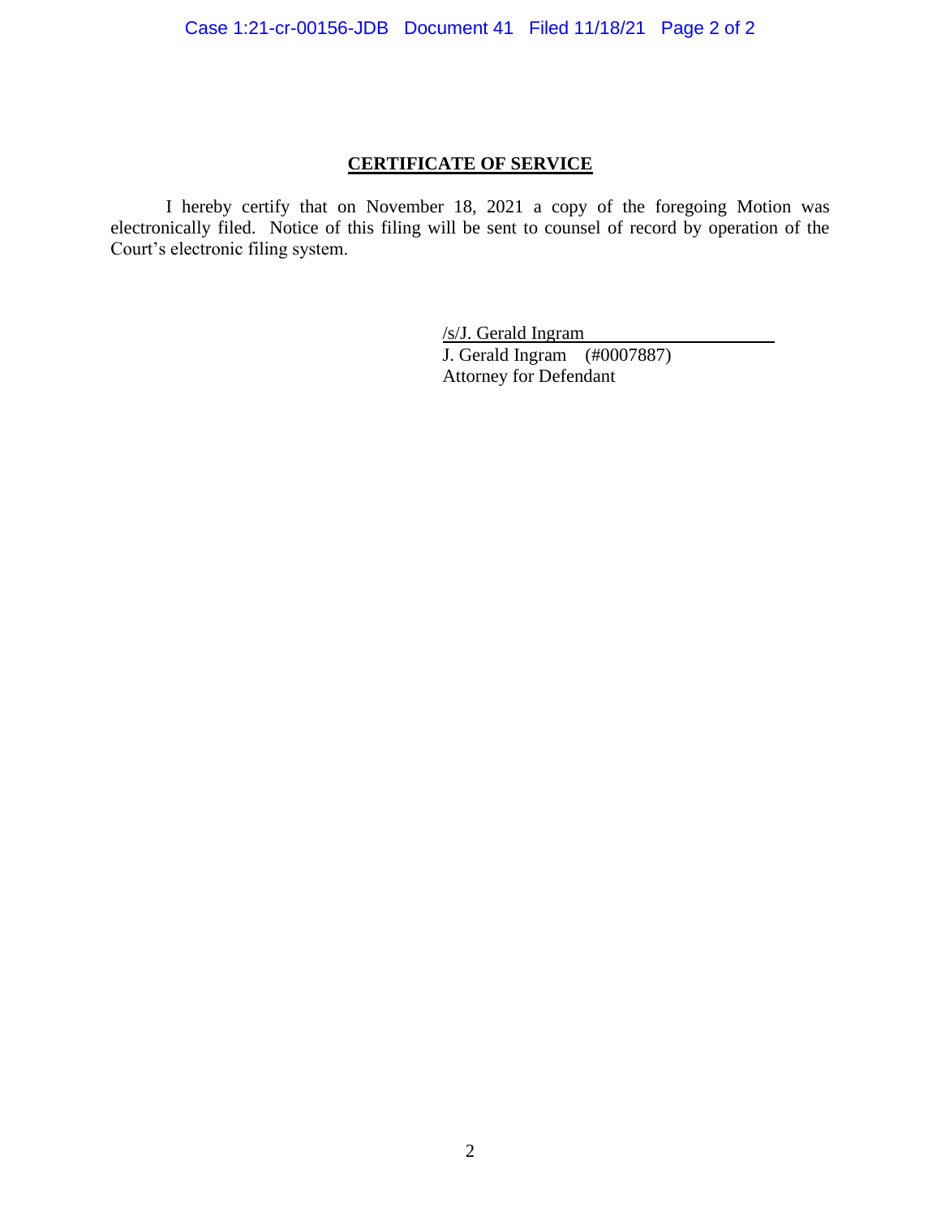**CERTIFICATE OF SERVICE**

I hereby certify that on November 18, 2021 a copy of the foregoing Motion was electronically filed. Notice of this filing will be sent to counsel of record by operation of the Court's electronic filing system.

/s/J. Gerald Ingram
J. Gerald Ingram (#0007887)
Attorney for Defendant